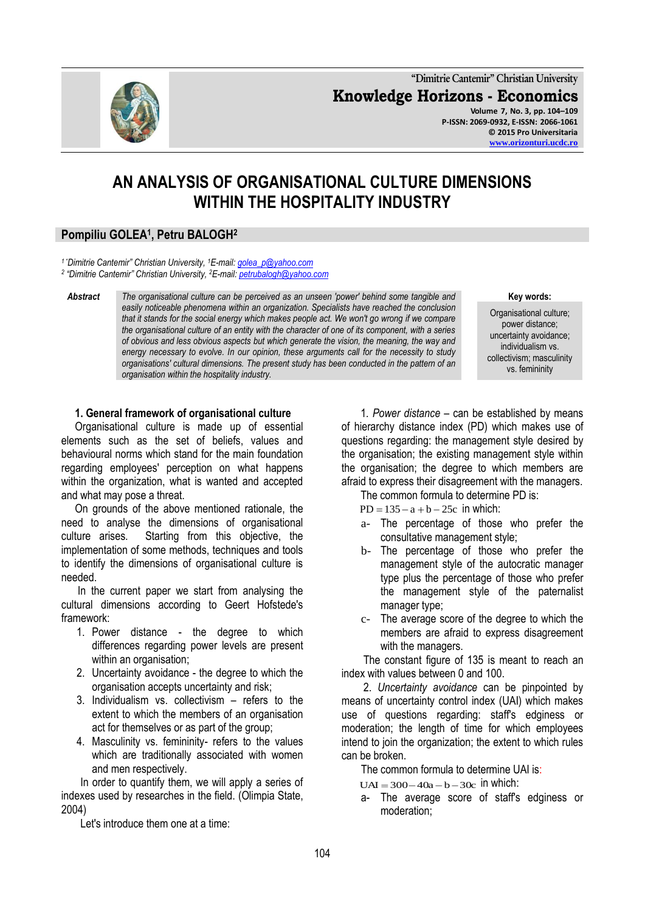# AN ANALYSIS OF ORGANISATIONAL CULTURE DIMENSIONS WITHIN THE HOSPITALITY INDUSTRY

**Pompiliu GOLEA[1], Petru BALOGH[2]**

*[1] "Dimitrie Cantemir" Christian University, [1]E-mail: golea_p@yahoo.com*
*[2] "Dimitrie Cantemir" Christian University, [2]E-mail: petrubalogh@yahoo.com*

***Abstract*** *The organisational culture can be perceived as an unseen 'power' behind some tangible and easily noticeable phenomena within an organization. Specialists have reached the conclusion that it stands for the social energy which makes people act. We won't go wrong if we compare the organisational culture of an entity with the character of one of its component, with a series of obvious and less obvious aspects but which generate the vision, the meaning, the way and energy necessary to evolve. In our opinion, these arguments call for the necessity to study organisations' cultural dimensions. The present study has been conducted in the pattern of an organisation within the hospitality industry.*

**Key words:** Organisational culture; power distance; uncertainty avoidance; individualism vs. collectivism; masculinity vs. femininity

## 1. General framework of organisational culture

Organisational culture is made up of essential elements such as the set of beliefs, values and behavioural norms which stand for the main foundation regarding employees' perception on what happens within the organization, what is wanted and accepted and what may pose a threat.

On grounds of the above mentioned rationale, the need to analyse the dimensions of organisational culture arises. Starting from this objective, the implementation of some methods, techniques and tools to identify the dimensions of organisational culture is needed.

In the current paper we start from analysing the cultural dimensions according to Geert Hofstede's framework:

1. Power distance - the degree to which differences regarding power levels are present within an organisation;
2. Uncertainty avoidance - the degree to which the organisation accepts uncertainty and risk;
3. Individualism vs. collectivism – refers to the extent to which the members of an organisation act for themselves or as part of the group;
4. Masculinity vs. femininity- refers to the values which are traditionally associated with women and men respectively.

In order to quantify them, we will apply a series of indexes used by researches in the field. (Olimpia State, 2004)

Let's introduce them one at a time:

1. *Power distance* – can be established by means of hierarchy distance index (PD) which makes use of questions regarding: the management style desired by the organisation; the existing management style within the organisation; the degree to which members are afraid to express their disagreement with the managers.

The common formula to determine PD is:

$PD = 135 - a + b - 25c$ in which:

a- The percentage of those who prefer the consultative management style;

b- The percentage of those who prefer the management style of the autocratic manager type plus the percentage of those who prefer the management style of the paternalist manager type;

c- The average score of the degree to which the members are afraid to express disagreement with the managers.

The constant figure of 135 is meant to reach an index with values between 0 and 100.

2. *Uncertainty avoidance* can be pinpointed by means of uncertainty control index (UAI) which makes use of questions regarding: staff's edginess or moderation; the length of time for which employees intend to join the organization; the extent to which rules can be broken.

The common formula to determine UAI is:

$UAI = 300 - 40a - b - 30c$ in which:

a- The average score of staff's edginess or moderation;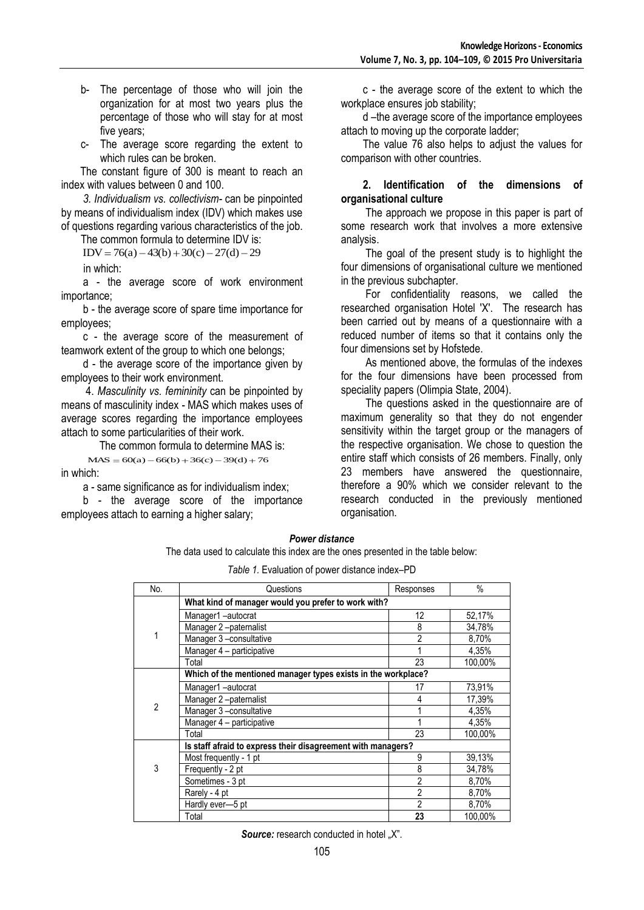b- The percentage of those who will join the organization for at most two years plus the percentage of those who will stay for at most five years;

c- The average score regarding the extent to which rules can be broken.

The constant figure of 300 is meant to reach an index with values between 0 and 100.

*3. Individualism vs. collectivism*- can be pinpointed by means of individualism index (IDV) which makes use of questions regarding various characteristics of the job.

The common formula to determine IDV is:

$$IDV = 76(a) - 43(b) + 30(c) - 27(d) - 29$$

in which:

a - the average score of work environment importance;

b - the average score of spare time importance for employees;

c - the average score of the measurement of teamwork extent of the group to which one belongs;

d - the average score of the importance given by employees to their work environment.

4. *Masculinity vs. femininity* can be pinpointed by means of masculinity index - MAS which makes uses of average scores regarding the importance employees attach to some particularities of their work.

The common formula to determine MAS is:

$$MAS = 60(a) - 66(b) + 36(c) - 39(d) + 76$$

in which:

a - same significance as for individualism index;

b - the average score of the importance employees attach to earning a higher salary;

c - the average score of the extent to which the workplace ensures job stability;

d –the average score of the importance employees attach to moving up the corporate ladder;

The value 76 also helps to adjust the values for comparison with other countries.

## 2. Identification of the dimensions of organisational culture

The approach we propose in this paper is part of some research work that involves a more extensive analysis.

The goal of the present study is to highlight the four dimensions of organisational culture we mentioned in the previous subchapter.

For confidentiality reasons, we called the researched organisation Hotel 'X'. The research has been carried out by means of a questionnaire with a reduced number of items so that it contains only the four dimensions set by Hofstede.

As mentioned above, the formulas of the indexes for the four dimensions have been processed from speciality papers (Olimpia State, 2004).

The questions asked in the questionnaire are of maximum generality so that they do not engender sensitivity within the target group or the managers of the respective organisation. We chose to question the entire staff which consists of 26 members. Finally, only 23 members have answered the questionnaire, therefore a 90% which we consider relevant to the research conducted in the previously mentioned organisation.

***Power distance***

The data used to calculate this index are the ones presented in the table below:

*Table 1.* Evaluation of power distance index–PD

| No. | Questions | Responses | % |
|---|---|---|---|
| 1 | **What kind of manager would you prefer to work with?** | | |
| | Manager1 –autocrat | 12 | 52,17% |
| | Manager 2 –paternalist | 8 | 34,78% |
| | Manager 3 –consultative | 2 | 8,70% |
| | Manager 4 – participative | 1 | 4,35% |
| | Total | 23 | 100,00% |
| 2 | **Which of the mentioned manager types exists in the workplace?** | | |
| | Manager1 –autocrat | 17 | 73,91% |
| | Manager 2 –paternalist | 4 | 17,39% |
| | Manager 3 –consultative | 1 | 4,35% |
| | Manager 4 – participative | 1 | 4,35% |
| | Total | 23 | 100,00% |
| 3 | **Is staff afraid to express their disagreement with managers?** | | |
| | Most frequently - 1 pt | 9 | 39,13% |
| | Frequently - 2 pt | 8 | 34,78% |
| | Sometimes - 3 pt | 2 | 8,70% |
| | Rarely - 4 pt | 2 | 8,70% |
| | Hardly ever—5 pt | 2 | 8,70% |
| | Total | **23** | 100,00% |

***Source:*** research conducted in hotel „X".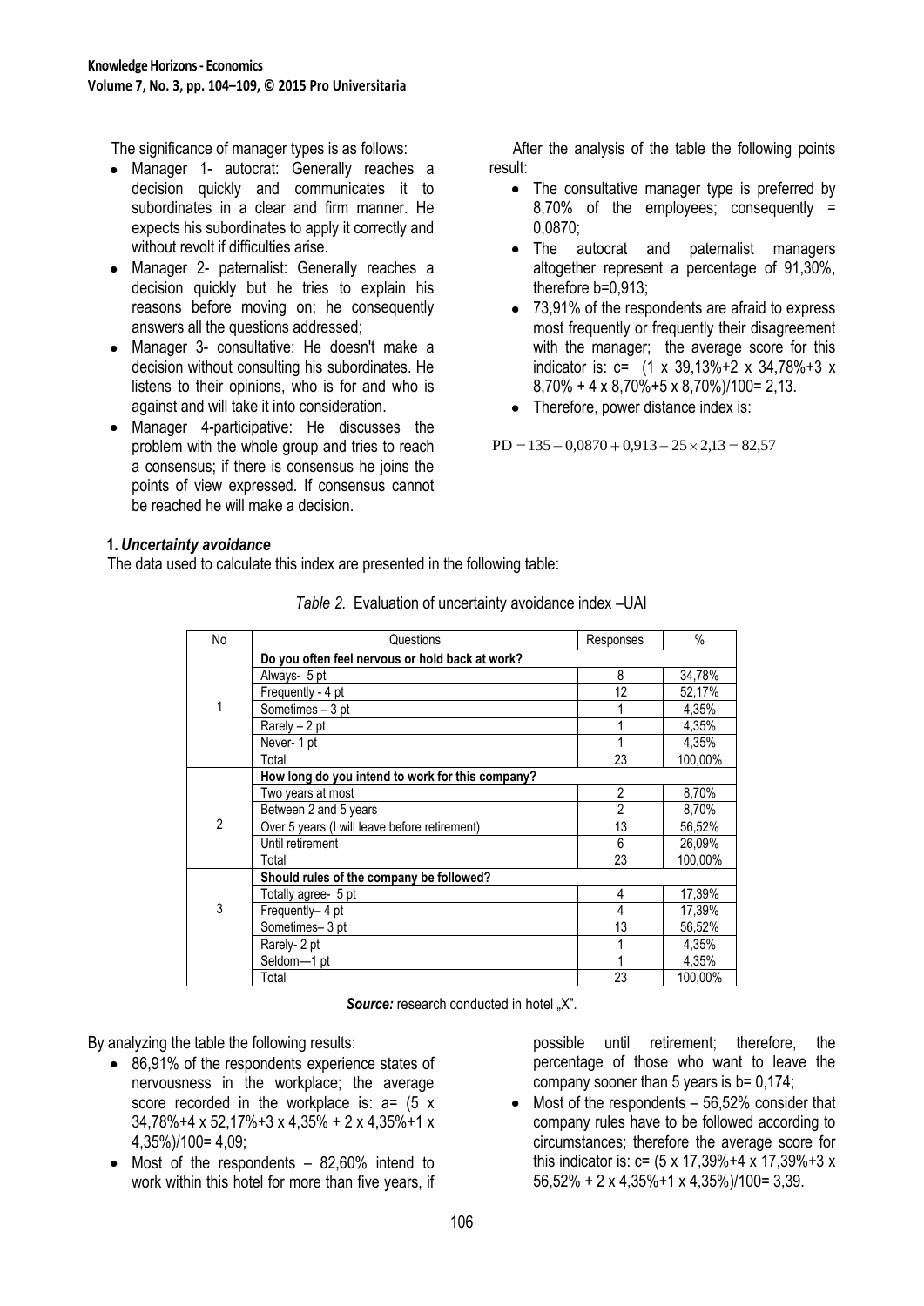The significance of manager types is as follows:

- Manager 1- autocrat: Generally reaches a decision quickly and communicates it to subordinates in a clear and firm manner. He expects his subordinates to apply it correctly and without revolt if difficulties arise.
- Manager 2- paternalist: Generally reaches a decision quickly but he tries to explain his reasons before moving on; he consequently answers all the questions addressed;
- Manager 3- consultative: He doesn't make a decision without consulting his subordinates. He listens to their opinions, who is for and who is against and will take it into consideration.
- Manager 4-participative: He discusses the problem with the whole group and tries to reach a consensus; if there is consensus he joins the points of view expressed. If consensus cannot be reached he will make a decision.

After the analysis of the table the following points result:

- The consultative manager type is preferred by 8,70% of the employees; consequently = 0,0870;
- The autocrat and paternalist managers altogether represent a percentage of 91,30%, therefore b=0,913;
- 73,91% of the respondents are afraid to express most frequently or frequently their disagreement with the manager; the average score for this indicator is: c= (1 x 39,13%+2 x 34,78%+3 x 8,70% + 4 x 8,70%+5 x 8,70%)/100= 2,13.
- Therefore, power distance index is:

$$PD = 135 - 0{,}0870 + 0{,}913 - 25 \times 2{,}13 = 82{,}57$$

**1. *Uncertainty avoidance***

The data used to calculate this index are presented in the following table:

*Table 2.* Evaluation of uncertainty avoidance index –UAI

| No | Questions | Responses | % |
|---|---|---|---|
| 1 | **Do you often feel nervous or hold back at work?** | | |
| | Always- 5 pt | 8 | 34,78% |
| | Frequently - 4 pt | 12 | 52,17% |
| | Sometimes – 3 pt | 1 | 4,35% |
| | Rarely – 2 pt | 1 | 4,35% |
| | Never- 1 pt | 1 | 4,35% |
| | Total | 23 | 100,00% |
| 2 | **How long do you intend to work for this company?** | | |
| | Two years at most | 2 | 8,70% |
| | Between 2 and 5 years | 2 | 8,70% |
| | Over 5 years (I will leave before retirement) | 13 | 56,52% |
| | Until retirement | 6 | 26,09% |
| | Total | 23 | 100,00% |
| 3 | **Should rules of the company be followed?** | | |
| | Totally agree- 5 pt | 4 | 17,39% |
| | Frequently– 4 pt | 4 | 17,39% |
| | Sometimes– 3 pt | 13 | 56,52% |
| | Rarely- 2 pt | 1 | 4,35% |
| | Seldom—1 pt | 1 | 4,35% |
| | Total | 23 | 100,00% |

***Source:*** research conducted in hotel „X".

By analyzing the table the following results:

- 86,91% of the respondents experience states of nervousness in the workplace; the average score recorded in the workplace is: a= (5 x 34,78%+4 x 52,17%+3 x 4,35% + 2 x 4,35%+1 x 4,35%)/100= 4,09;
- Most of the respondents – 82,60% intend to work within this hotel for more than five years, if possible until retirement; therefore, the percentage of those who want to leave the company sooner than 5 years is b= 0,174;
- Most of the respondents – 56,52% consider that company rules have to be followed according to circumstances; therefore the average score for this indicator is: c= (5 x 17,39%+4 x 17,39%+3 x 56,52% + 2 x 4,35%+1 x 4,35%)/100= 3,39.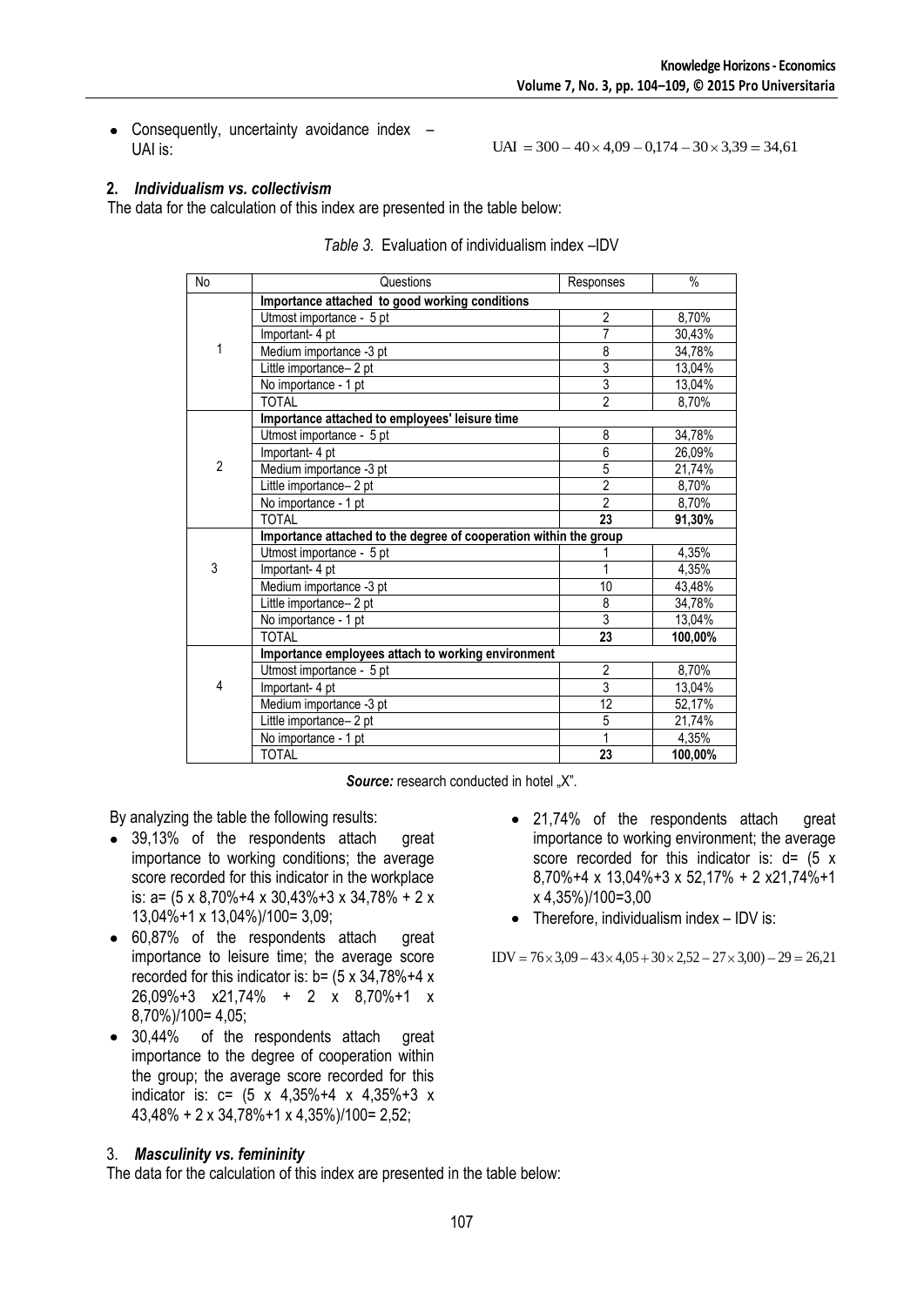- Consequently, uncertainty avoidance index – UAI is:

$$\text{UAI} = 300 - 40 \times 4{,}09 - 0{,}174 - 30 \times 3{,}39 = 34{,}61$$

## 2. *Individualism vs. collectivism*

The data for the calculation of this index are presented in the table below:

*Table 3.* Evaluation of individualism index –IDV

| No | Questions | Responses | % |
|---|---|---|---|
| 1 | **Importance attached to good working conditions** | | |
| | Utmost importance - 5 pt | 2 | 8,70% |
| | Important- 4 pt | 7 | 30,43% |
| | Medium importance -3 pt | 8 | 34,78% |
| | Little importance– 2 pt | 3 | 13,04% |
| | No importance - 1 pt | 3 | 13,04% |
| | TOTAL | 2 | 8,70% |
| 2 | **Importance attached to employees' leisure time** | | |
| | Utmost importance - 5 pt | 8 | 34,78% |
| | Important- 4 pt | 6 | 26,09% |
| | Medium importance -3 pt | 5 | 21,74% |
| | Little importance– 2 pt | 2 | 8,70% |
| | No importance - 1 pt | 2 | 8,70% |
| | TOTAL | **23** | **91,30%** |
| 3 | **Importance attached to the degree of cooperation within the group** | | |
| | Utmost importance - 5 pt | 1 | 4,35% |
| | Important- 4 pt | 1 | 4,35% |
| | Medium importance -3 pt | 10 | 43,48% |
| | Little importance– 2 pt | 8 | 34,78% |
| | No importance - 1 pt | 3 | 13,04% |
| | TOTAL | **23** | **100,00%** |
| 4 | **Importance employees attach to working environment** | | |
| | Utmost importance - 5 pt | 2 | 8,70% |
| | Important- 4 pt | 3 | 13,04% |
| | Medium importance -3 pt | 12 | 52,17% |
| | Little importance– 2 pt | 5 | 21,74% |
| | No importance - 1 pt | 1 | 4,35% |
| | TOTAL | **23** | **100,00%** |

***Source:*** research conducted in hotel „X".

By analyzing the table the following results:

- 39,13% of the respondents attach great importance to working conditions; the average score recorded for this indicator in the workplace is: a= (5 x 8,70%+4 x 30,43%+3 x 34,78% + 2 x 13,04%+1 x 13,04%)/100= 3,09;
- 60,87% of the respondents attach great importance to leisure time; the average score recorded for this indicator is: b= (5 x 34,78%+4 x 26,09%+3 x21,74% + 2 x 8,70%+1 x 8,70%)/100= 4,05;
- 30,44% of the respondents attach great importance to the degree of cooperation within the group; the average score recorded for this indicator is: c= (5 x 4,35%+4 x 4,35%+3 x 43,48% + 2 x 34,78%+1 x 4,35%)/100= 2,52;
- 21,74% of the respondents attach great importance to working environment; the average score recorded for this indicator is: d= (5 x 8,70%+4 x 13,04%+3 x 52,17% + 2 x21,74%+1 x 4,35%)/100=3,00
- Therefore, individualism index – IDV is:

$$\text{IDV} = 76 \times 3{,}09 - 43 \times 4{,}05 + 30 \times 2{,}52 - 27 \times 3{,}00) - 29 = 26{,}21$$

## 3. *Masculinity vs. femininity*

The data for the calculation of this index are presented in the table below: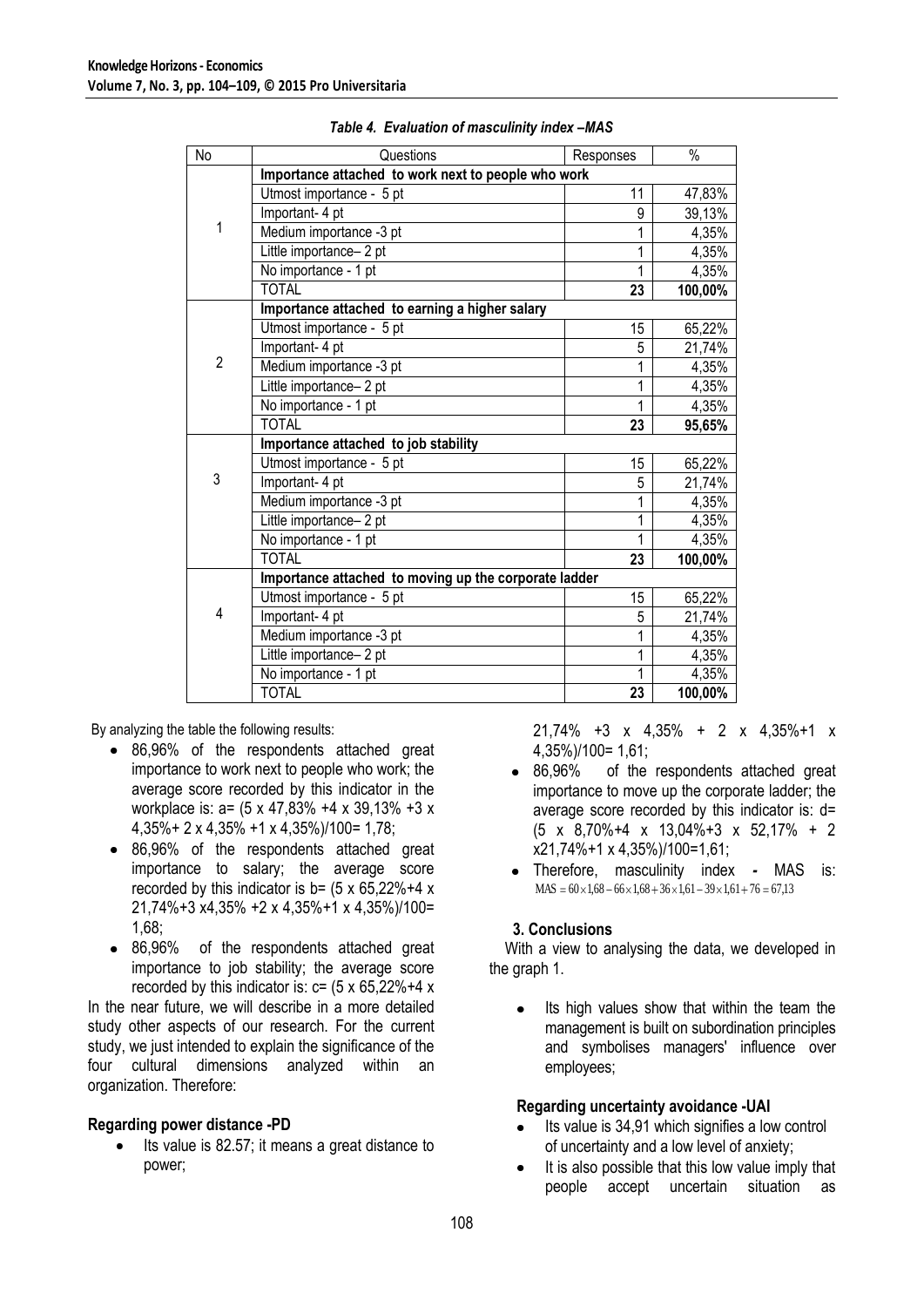*Table 4. Evaluation of masculinity index –MAS*

| No | Questions | Responses | % |
|---|---|---|---|
| 1 | **Importance attached to work next to people who work** | | |
| | Utmost importance - 5 pt | 11 | 47,83% |
| | Important- 4 pt | 9 | 39,13% |
| | Medium importance -3 pt | 1 | 4,35% |
| | Little importance– 2 pt | 1 | 4,35% |
| | No importance - 1 pt | 1 | 4,35% |
| | TOTAL | **23** | **100,00%** |
| 2 | **Importance attached to earning a higher salary** | | |
| | Utmost importance - 5 pt | 15 | 65,22% |
| | Important- 4 pt | 5 | 21,74% |
| | Medium importance -3 pt | 1 | 4,35% |
| | Little importance– 2 pt | 1 | 4,35% |
| | No importance - 1 pt | 1 | 4,35% |
| | TOTAL | **23** | **95,65%** |
| 3 | **Importance attached to job stability** | | |
| | Utmost importance - 5 pt | 15 | 65,22% |
| | Important- 4 pt | 5 | 21,74% |
| | Medium importance -3 pt | 1 | 4,35% |
| | Little importance– 2 pt | 1 | 4,35% |
| | No importance - 1 pt | 1 | 4,35% |
| | TOTAL | **23** | **100,00%** |
| 4 | **Importance attached to moving up the corporate ladder** | | |
| | Utmost importance - 5 pt | 15 | 65,22% |
| | Important- 4 pt | 5 | 21,74% |
| | Medium importance -3 pt | 1 | 4,35% |
| | Little importance– 2 pt | 1 | 4,35% |
| | No importance - 1 pt | 1 | 4,35% |
| | TOTAL | **23** | **100,00%** |

By analyzing the table the following results:

- 86,96% of the respondents attached great importance to work next to people who work; the average score recorded by this indicator in the workplace is: a= (5 x 47,83% +4 x 39,13% +3 x 4,35%+ 2 x 4,35% +1 x 4,35%)/100= 1,78;
- 86,96% of the respondents attached great importance to salary; the average score recorded by this indicator is b= (5 x 65,22%+4 x 21,74%+3 x4,35% +2 x 4,35%+1 x 4,35%)/100= 1,68;
- 86,96% of the respondents attached great importance to job stability; the average score recorded by this indicator is: c= (5 x 65,22%+4 x 21,74% +3 x 4,35% + 2 x 4,35%+1 x 4,35%)/100= 1,61;
- 86,96% of the respondents attached great importance to move up the corporate ladder; the average score recorded by this indicator is: d= (5 x 8,70%+4 x 13,04%+3 x 52,17% + 2 x21,74%+1 x 4,35%)/100=1,61;
- Therefore, masculinity index - MAS is: $MAS = 60 \times 1{,}68 - 66 \times 1{,}68 + 36 \times 1{,}61 - 39 \times 1{,}61 + 76 = 67{,}13$

## 3. Conclusions

With a view to analysing the data, we developed in the graph 1.

In the near future, we will describe in a more detailed study other aspects of our research. For the current study, we just intended to explain the significance of the four cultural dimensions analyzed within an organization. Therefore:

### Regarding power distance -PD

- Its value is 82.57; it means a great distance to power;
- Its high values show that within the team the management is built on subordination principles and symbolises managers' influence over employees;

### Regarding uncertainty avoidance -UAI

- Its value is 34,91 which signifies a low control of uncertainty and a low level of anxiety;
- It is also possible that this low value imply that people accept uncertain situation as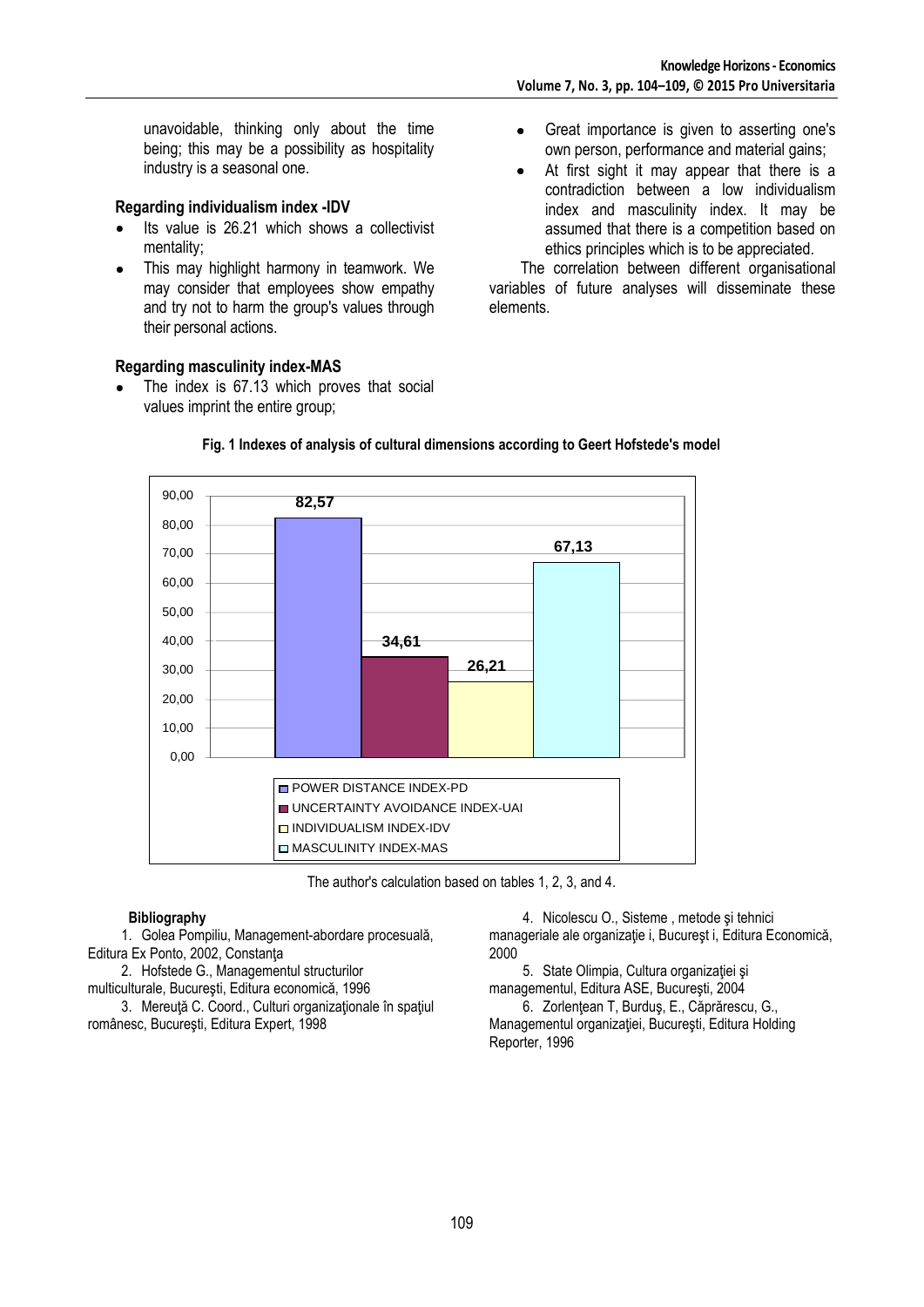unavoidable, thinking only about the time being; this may be a possibility as hospitality industry is a seasonal one.

**Regarding individualism index -IDV**

- Its value is 26.21 which shows a collectivist mentality;
- This may highlight harmony in teamwork. We may consider that employees show empathy and try not to harm the group's values through their personal actions.

**Regarding masculinity index-MAS**

- The index is 67.13 which proves that social values imprint the entire group;
- Great importance is given to asserting one's own person, performance and material gains;
- At first sight it may appear that there is a contradiction between a low individualism index and masculinity index. It may be assumed that there is a competition based on ethics principles which is to be appreciated.

The correlation between different organisational variables of future analyses will disseminate these elements.

**Fig. 1 Indexes of analysis of cultural dimensions according to Geert Hofstede's model**

90,00
80,00
70,00
60,00
50,00
40,00
30,00
20,00
10,00
0,00

82,57
34,61
26,21
67,13

POWER DISTANCE INDEX-PD
UNCERTAINTY AVOIDANCE INDEX-UAI
INDIVIDUALISM INDEX-IDV
MASCULINITY INDEX-MAS

The author's calculation based on tables 1, 2, 3, and 4.

**Bibliography**

1. Golea Pompiliu, Management-abordare procesuală, Editura Ex Ponto, 2002, Constanţa
2. Hofstede G., Managementul structurilor multiculturale, Bucureşti, Editura economică, 1996
3. Mereuţă C. Coord., Culturi organizaţionale în spaţiul românesc, Bucureşti, Editura Expert, 1998
4. Nicolescu O., Sisteme , metode şi tehnici manageriale ale organizaţie i, Bucureşt i, Editura Economică, 2000
5. State Olimpia, Cultura organizaţiei şi managementul, Editura ASE, Bucureşti, 2004
6. Zorlenţean T, Burduş, E., Căprărescu, G., Managementul organizaţiei, Bucureşti, Editura Holding Reporter, 1996